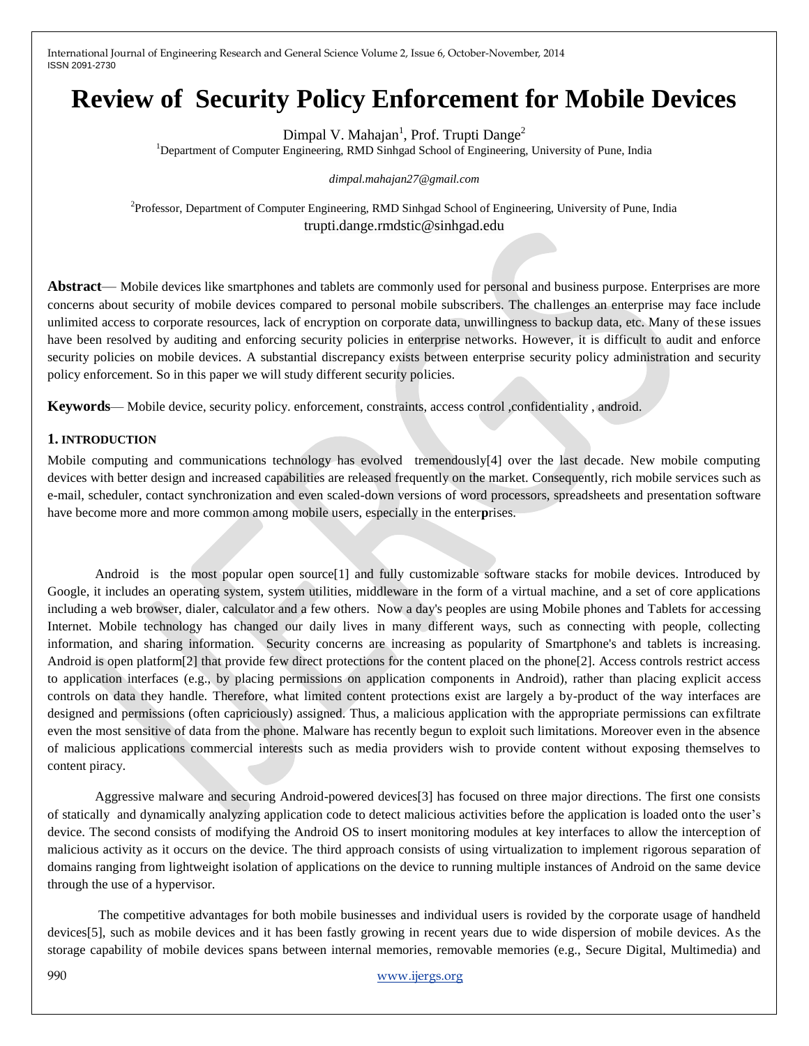# Review of Security Policy Enforcement for Mobile Devices

Dimpal V. Mahajan[1], Prof. Trupti Dange[2]

[1]Department of Computer Engineering, RMD Sinhgad School of Engineering, University of Pune, India

*dimpal.mahajan27@gmail.com*

[2]Professor, Department of Computer Engineering, RMD Sinhgad School of Engineering, University of Pune, India

trupti.dange.rmdstic@sinhgad.edu

**Abstract**— Mobile devices like smartphones and tablets are commonly used for personal and business purpose. Enterprises are more concerns about security of mobile devices compared to personal mobile subscribers. The challenges an enterprise may face include unlimited access to corporate resources, lack of encryption on corporate data, unwillingness to backup data, etc. Many of these issues have been resolved by auditing and enforcing security policies in enterprise networks. However, it is difficult to audit and enforce security policies on mobile devices. A substantial discrepancy exists between enterprise security policy administration and security policy enforcement. So in this paper we will study different security policies.

**Keywords**— Mobile device, security policy. enforcement, constraints, access control ,confidentiality , android.

## 1. INTRODUCTION

Mobile computing and communications technology has evolved tremendously[4] over the last decade. New mobile computing devices with better design and increased capabilities are released frequently on the market. Consequently, rich mobile services such as e-mail, scheduler, contact synchronization and even scaled-down versions of word processors, spreadsheets and presentation software have become more and more common among mobile users, especially in the enterprises.

Android is the most popular open source[1] and fully customizable software stacks for mobile devices. Introduced by Google, it includes an operating system, system utilities, middleware in the form of a virtual machine, and a set of core applications including a web browser, dialer, calculator and a few others. Now a day's peoples are using Mobile phones and Tablets for accessing Internet. Mobile technology has changed our daily lives in many different ways, such as connecting with people, collecting information, and sharing information. Security concerns are increasing as popularity of Smartphone's and tablets is increasing. Android is open platform[2] that provide few direct protections for the content placed on the phone[2]. Access controls restrict access to application interfaces (e.g., by placing permissions on application components in Android), rather than placing explicit access controls on data they handle. Therefore, what limited content protections exist are largely a by-product of the way interfaces are designed and permissions (often capriciously) assigned. Thus, a malicious application with the appropriate permissions can exfiltrate even the most sensitive of data from the phone. Malware has recently begun to exploit such limitations. Moreover even in the absence of malicious applications commercial interests such as media providers wish to provide content without exposing themselves to content piracy.

Aggressive malware and securing Android-powered devices[3] has focused on three major directions. The first one consists of statically and dynamically analyzing application code to detect malicious activities before the application is loaded onto the user's device. The second consists of modifying the Android OS to insert monitoring modules at key interfaces to allow the interception of malicious activity as it occurs on the device. The third approach consists of using virtualization to implement rigorous separation of domains ranging from lightweight isolation of applications on the device to running multiple instances of Android on the same device through the use of a hypervisor.

The competitive advantages for both mobile businesses and individual users is rovided by the corporate usage of handheld devices[5], such as mobile devices and it has been fastly growing in recent years due to wide dispersion of mobile devices. As the storage capability of mobile devices spans between internal memories, removable memories (e.g., Secure Digital, Multimedia) and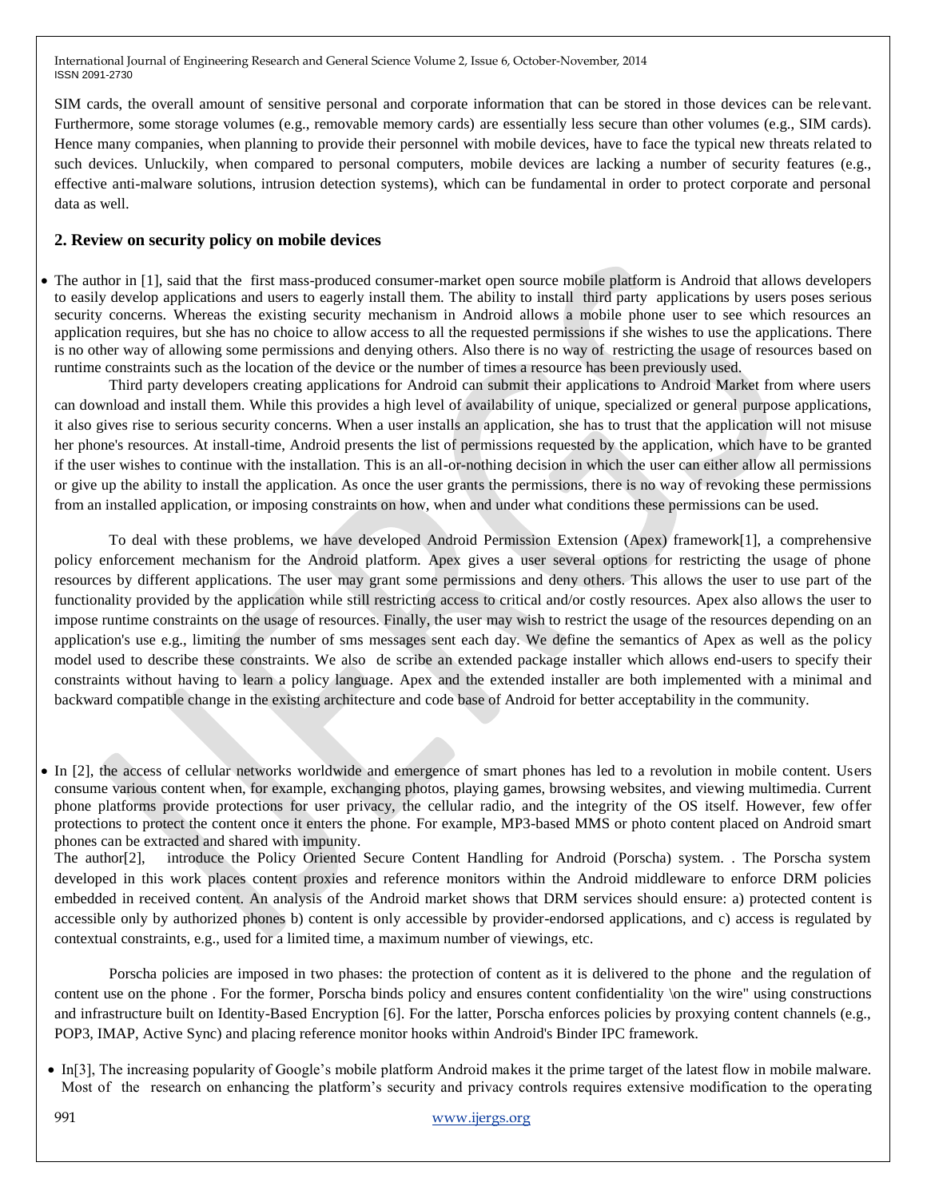SIM cards, the overall amount of sensitive personal and corporate information that can be stored in those devices can be relevant. Furthermore, some storage volumes (e.g., removable memory cards) are essentially less secure than other volumes (e.g., SIM cards). Hence many companies, when planning to provide their personnel with mobile devices, have to face the typical new threats related to such devices. Unluckily, when compared to personal computers, mobile devices are lacking a number of security features (e.g., effective anti-malware solutions, intrusion detection systems), which can be fundamental in order to protect corporate and personal data as well.

## 2. Review on security policy on mobile devices

- The author in [1], said that the first mass-produced consumer-market open source mobile platform is Android that allows developers to easily develop applications and users to eagerly install them. The ability to install third party applications by users poses serious security concerns. Whereas the existing security mechanism in Android allows a mobile phone user to see which resources an application requires, but she has no choice to allow access to all the requested permissions if she wishes to use the applications. There is no other way of allowing some permissions and denying others. Also there is no way of restricting the usage of resources based on runtime constraints such as the location of the device or the number of times a resource has been previously used.

  Third party developers creating applications for Android can submit their applications to Android Market from where users can download and install them. While this provides a high level of availability of unique, specialized or general purpose applications, it also gives rise to serious security concerns. When a user installs an application, she has to trust that the application will not misuse her phone's resources. At install-time, Android presents the list of permissions requested by the application, which have to be granted if the user wishes to continue with the installation. This is an all-or-nothing decision in which the user can either allow all permissions or give up the ability to install the application. As once the user grants the permissions, there is no way of revoking these permissions from an installed application, or imposing constraints on how, when and under what conditions these permissions can be used.

  To deal with these problems, we have developed Android Permission Extension (Apex) framework[1], a comprehensive policy enforcement mechanism for the Android platform. Apex gives a user several options for restricting the usage of phone resources by different applications. The user may grant some permissions and deny others. This allows the user to use part of the functionality provided by the application while still restricting access to critical and/or costly resources. Apex also allows the user to impose runtime constraints on the usage of resources. Finally, the user may wish to restrict the usage of the resources depending on an application's use e.g., limiting the number of sms messages sent each day. We define the semantics of Apex as well as the policy model used to describe these constraints. We also de scribe an extended package installer which allows end-users to specify their constraints without having to learn a policy language. Apex and the extended installer are both implemented with a minimal and backward compatible change in the existing architecture and code base of Android for better acceptability in the community.

- In [2], the access of cellular networks worldwide and emergence of smart phones has led to a revolution in mobile content. Users consume various content when, for example, exchanging photos, playing games, browsing websites, and viewing multimedia. Current phone platforms provide protections for user privacy, the cellular radio, and the integrity of the OS itself. However, few offer protections to protect the content once it enters the phone. For example, MP3-based MMS or photo content placed on Android smart phones can be extracted and shared with impunity.
  The author[2], introduce the Policy Oriented Secure Content Handling for Android (Porscha) system. . The Porscha system developed in this work places content proxies and reference monitors within the Android middleware to enforce DRM policies embedded in received content. An analysis of the Android market shows that DRM services should ensure: a) protected content is accessible only by authorized phones b) content is only accessible by provider-endorsed applications, and c) access is regulated by contextual constraints, e.g., used for a limited time, a maximum number of viewings, etc.

  Porscha policies are imposed in two phases: the protection of content as it is delivered to the phone and the regulation of content use on the phone . For the former, Porscha binds policy and ensures content confidentiality \on the wire" using constructions and infrastructure built on Identity-Based Encryption [6]. For the latter, Porscha enforces policies by proxying content channels (e.g., POP3, IMAP, Active Sync) and placing reference monitor hooks within Android's Binder IPC framework.

- In[3], The increasing popularity of Google's mobile platform Android makes it the prime target of the latest flow in mobile malware. Most of the research on enhancing the platform's security and privacy controls requires extensive modification to the operating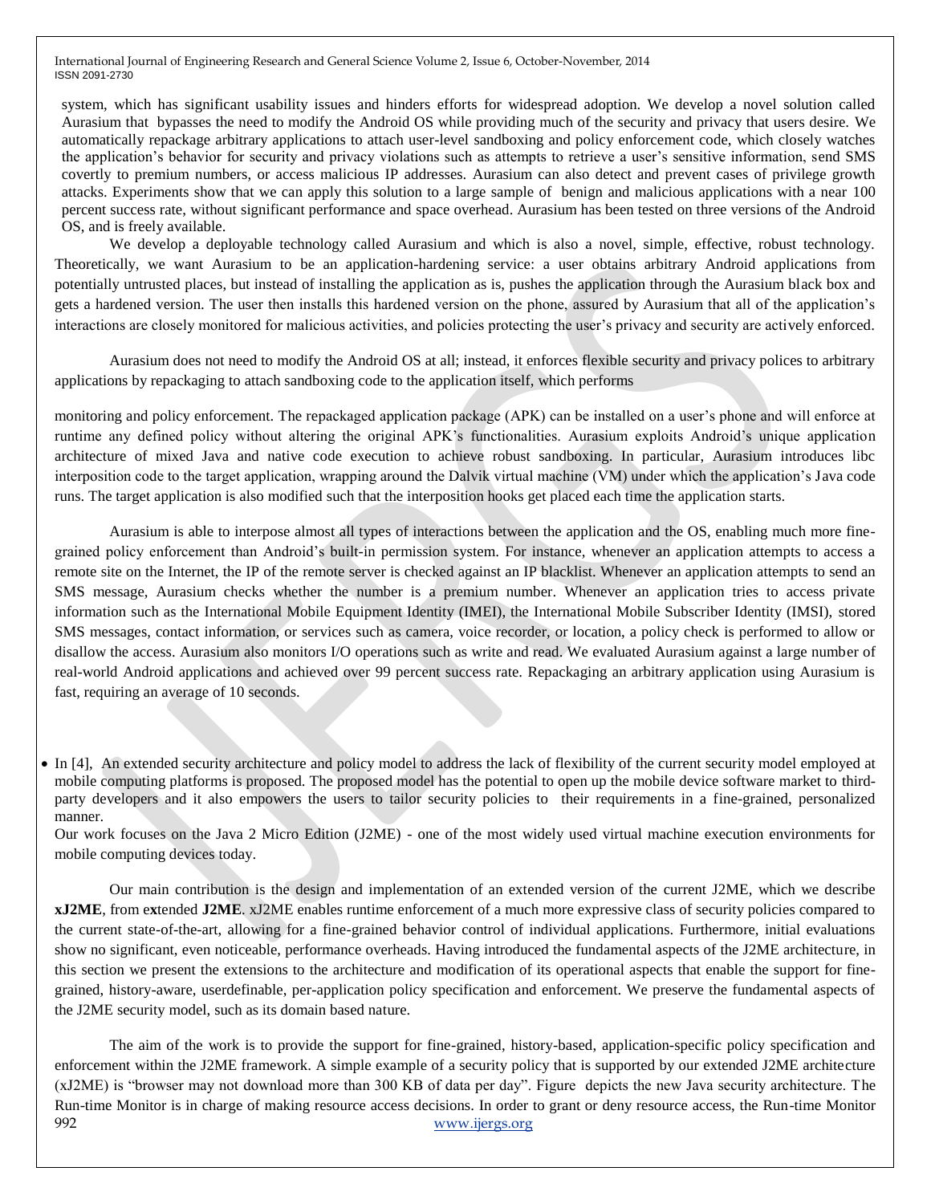system, which has significant usability issues and hinders efforts for widespread adoption. We develop a novel solution called Aurasium that bypasses the need to modify the Android OS while providing much of the security and privacy that users desire. We automatically repackage arbitrary applications to attach user-level sandboxing and policy enforcement code, which closely watches the application's behavior for security and privacy violations such as attempts to retrieve a user's sensitive information, send SMS covertly to premium numbers, or access malicious IP addresses. Aurasium can also detect and prevent cases of privilege growth attacks. Experiments show that we can apply this solution to a large sample of benign and malicious applications with a near 100 percent success rate, without significant performance and space overhead. Aurasium has been tested on three versions of the Android OS, and is freely available.

We develop a deployable technology called Aurasium and which is also a novel, simple, effective, robust technology. Theoretically, we want Aurasium to be an application-hardening service: a user obtains arbitrary Android applications from potentially untrusted places, but instead of installing the application as is, pushes the application through the Aurasium black box and gets a hardened version. The user then installs this hardened version on the phone, assured by Aurasium that all of the application's interactions are closely monitored for malicious activities, and policies protecting the user's privacy and security are actively enforced.

Aurasium does not need to modify the Android OS at all; instead, it enforces flexible security and privacy polices to arbitrary applications by repackaging to attach sandboxing code to the application itself, which performs

monitoring and policy enforcement. The repackaged application package (APK) can be installed on a user's phone and will enforce at runtime any defined policy without altering the original APK's functionalities. Aurasium exploits Android's unique application architecture of mixed Java and native code execution to achieve robust sandboxing. In particular, Aurasium introduces libc interposition code to the target application, wrapping around the Dalvik virtual machine (VM) under which the application's Java code runs. The target application is also modified such that the interposition hooks get placed each time the application starts.

Aurasium is able to interpose almost all types of interactions between the application and the OS, enabling much more fine-grained policy enforcement than Android's built-in permission system. For instance, whenever an application attempts to access a remote site on the Internet, the IP of the remote server is checked against an IP blacklist. Whenever an application attempts to send an SMS message, Aurasium checks whether the number is a premium number. Whenever an application tries to access private information such as the International Mobile Equipment Identity (IMEI), the International Mobile Subscriber Identity (IMSI), stored SMS messages, contact information, or services such as camera, voice recorder, or location, a policy check is performed to allow or disallow the access. Aurasium also monitors I/O operations such as write and read. We evaluated Aurasium against a large number of real-world Android applications and achieved over 99 percent success rate. Repackaging an arbitrary application using Aurasium is fast, requiring an average of 10 seconds.

- In [4], An extended security architecture and policy model to address the lack of flexibility of the current security model employed at mobile computing platforms is proposed. The proposed model has the potential to open up the mobile device software market to third-party developers and it also empowers the users to tailor security policies to their requirements in a fine-grained, personalized manner.
  Our work focuses on the Java 2 Micro Edition (J2ME) - one of the most widely used virtual machine execution environments for mobile computing devices today.

Our main contribution is the design and implementation of an extended version of the current J2ME, which we describe **xJ2ME**, from e**x**tended **J2ME**. xJ2ME enables runtime enforcement of a much more expressive class of security policies compared to the current state-of-the-art, allowing for a fine-grained behavior control of individual applications. Furthermore, initial evaluations show no significant, even noticeable, performance overheads. Having introduced the fundamental aspects of the J2ME architecture, in this section we present the extensions to the architecture and modification of its operational aspects that enable the support for fine-grained, history-aware, userdefinable, per-application policy specification and enforcement. We preserve the fundamental aspects of the J2ME security model, such as its domain based nature.

The aim of the work is to provide the support for fine-grained, history-based, application-specific policy specification and enforcement within the J2ME framework. A simple example of a security policy that is supported by our extended J2ME architecture (xJ2ME) is "browser may not download more than 300 KB of data per day". Figure depicts the new Java security architecture. The Run-time Monitor is in charge of making resource access decisions. In order to grant or deny resource access, the Run-time Monitor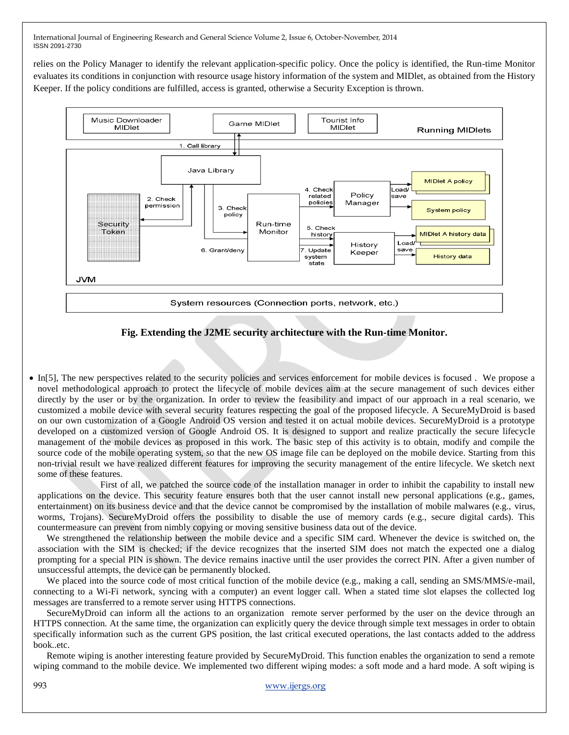relies on the Policy Manager to identify the relevant application-specific policy. Once the policy is identified, the Run-time Monitor evaluates its conditions in conjunction with resource usage history information of the system and MIDlet, as obtained from the History Keeper. If the policy conditions are fulfilled, access is granted, otherwise a Security Exception is thrown.

Music Downloader MIDlet
Game MIDlet
Tourist Info MIDlet
Running MIDlets
1. Call library
Java Library
2. Check permission
Security Token
3. Check policy
Run-time Monitor
4. Check related policies
Policy Manager
Load/ save
MIDlet A policy
System policy
5. Check history
History Keeper
MIDlet A history data
History data
6. Grant/deny
7. Update system state
JVM
System resources (Connection ports, network, etc.)

**Fig. Extending the J2ME security architecture with the Run-time Monitor.**

- In[5], The new perspectives related to the security policies and services enforcement for mobile devices is focused . We propose a novel methodological approach to protect the lifecycle of mobile devices aim at the secure management of such devices either directly by the user or by the organization. In order to review the feasibility and impact of our approach in a real scenario, we customized a mobile device with several security features respecting the goal of the proposed lifecycle. A SecureMyDroid is based on our own customization of a Google Android OS version and tested it on actual mobile devices. SecureMyDroid is a prototype developed on a customized version of Google Android OS. It is designed to support and realize practically the secure lifecycle management of the mobile devices as proposed in this work. The basic step of this activity is to obtain, modify and compile the source code of the mobile operating system, so that the new OS image file can be deployed on the mobile device. Starting from this non-trivial result we have realized different features for improving the security management of the entire lifecycle. We sketch next some of these features.

  First of all, we patched the source code of the installation manager in order to inhibit the capability to install new applications on the device. This security feature ensures both that the user cannot install new personal applications (e.g., games, entertainment) on its business device and that the device cannot be compromised by the installation of mobile malwares (e.g., virus, worms, Trojans). SecureMyDroid offers the possibility to disable the use of memory cards (e.g., secure digital cards). This countermeasure can prevent from nimbly copying or moving sensitive business data out of the device.

  We strengthened the relationship between the mobile device and a specific SIM card. Whenever the device is switched on, the association with the SIM is checked; if the device recognizes that the inserted SIM does not match the expected one a dialog prompting for a special PIN is shown. The device remains inactive until the user provides the correct PIN. After a given number of unsuccessful attempts, the device can be permanently blocked.

  We placed into the source code of most critical function of the mobile device (e.g., making a call, sending an SMS/MMS/e-mail, connecting to a Wi-Fi network, syncing with a computer) an event logger call. When a stated time slot elapses the collected log messages are transferred to a remote server using HTTPS connections.

SecureMyDroid can inform all the actions to an organization remote server performed by the user on the device through an HTTPS connection. At the same time, the organization can explicitly query the device through simple text messages in order to obtain specifically information such as the current GPS position, the last critical executed operations, the last contacts added to the address book..etc.

Remote wiping is another interesting feature provided by SecureMyDroid. This function enables the organization to send a remote wiping command to the mobile device. We implemented two different wiping modes: a soft mode and a hard mode. A soft wiping is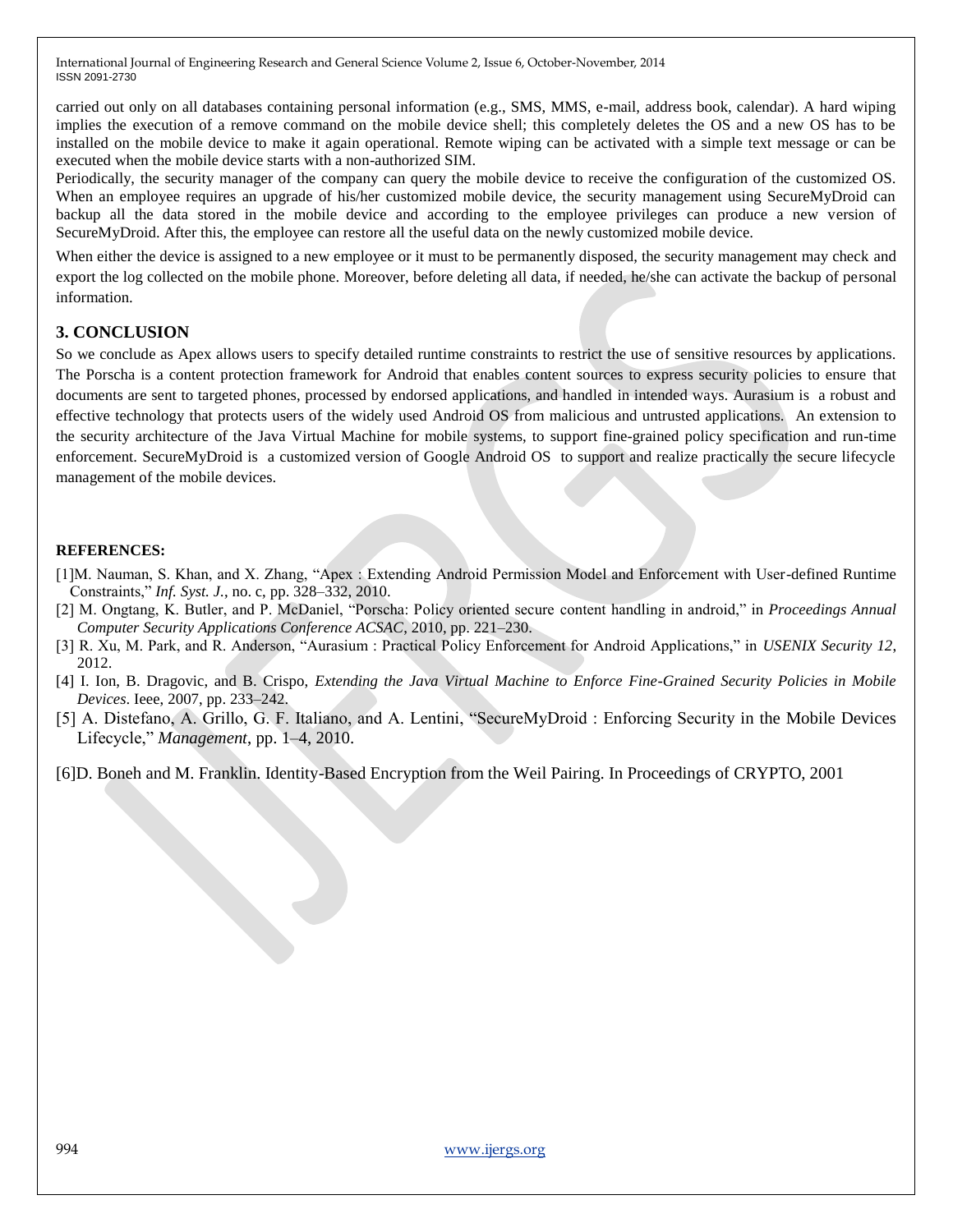carried out only on all databases containing personal information (e.g., SMS, MMS, e-mail, address book, calendar). A hard wiping implies the execution of a remove command on the mobile device shell; this completely deletes the OS and a new OS has to be installed on the mobile device to make it again operational. Remote wiping can be activated with a simple text message or can be executed when the mobile device starts with a non-authorized SIM.

Periodically, the security manager of the company can query the mobile device to receive the configuration of the customized OS. When an employee requires an upgrade of his/her customized mobile device, the security management using SecureMyDroid can backup all the data stored in the mobile device and according to the employee privileges can produce a new version of SecureMyDroid. After this, the employee can restore all the useful data on the newly customized mobile device.

When either the device is assigned to a new employee or it must to be permanently disposed, the security management may check and export the log collected on the mobile phone. Moreover, before deleting all data, if needed, he/she can activate the backup of personal information.

## 3. CONCLUSION

So we conclude as Apex allows users to specify detailed runtime constraints to restrict the use of sensitive resources by applications. The Porscha is a content protection framework for Android that enables content sources to express security policies to ensure that documents are sent to targeted phones, processed by endorsed applications, and handled in intended ways. Aurasium is a robust and effective technology that protects users of the widely used Android OS from malicious and untrusted applications. An extension to the security architecture of the Java Virtual Machine for mobile systems, to support fine-grained policy specification and run-time enforcement. SecureMyDroid is a customized version of Google Android OS to support and realize practically the secure lifecycle management of the mobile devices.

**REFERENCES:**

[1]M. Nauman, S. Khan, and X. Zhang, "Apex : Extending Android Permission Model and Enforcement with User-defined Runtime Constraints," *Inf. Syst. J.*, no. c, pp. 328–332, 2010.

[2] M. Ongtang, K. Butler, and P. McDaniel, "Porscha: Policy oriented secure content handling in android," in *Proceedings Annual Computer Security Applications Conference ACSAC*, 2010, pp. 221–230.

[3] R. Xu, M. Park, and R. Anderson, "Aurasium : Practical Policy Enforcement for Android Applications," in *USENIX Security 12*, 2012.

[4] I. Ion, B. Dragovic, and B. Crispo, *Extending the Java Virtual Machine to Enforce Fine-Grained Security Policies in Mobile Devices*. Ieee, 2007, pp. 233–242.

[5] A. Distefano, A. Grillo, G. F. Italiano, and A. Lentini, "SecureMyDroid : Enforcing Security in the Mobile Devices Lifecycle," *Management*, pp. 1–4, 2010.

[6]D. Boneh and M. Franklin. Identity-Based Encryption from the Weil Pairing. In Proceedings of CRYPTO, 2001